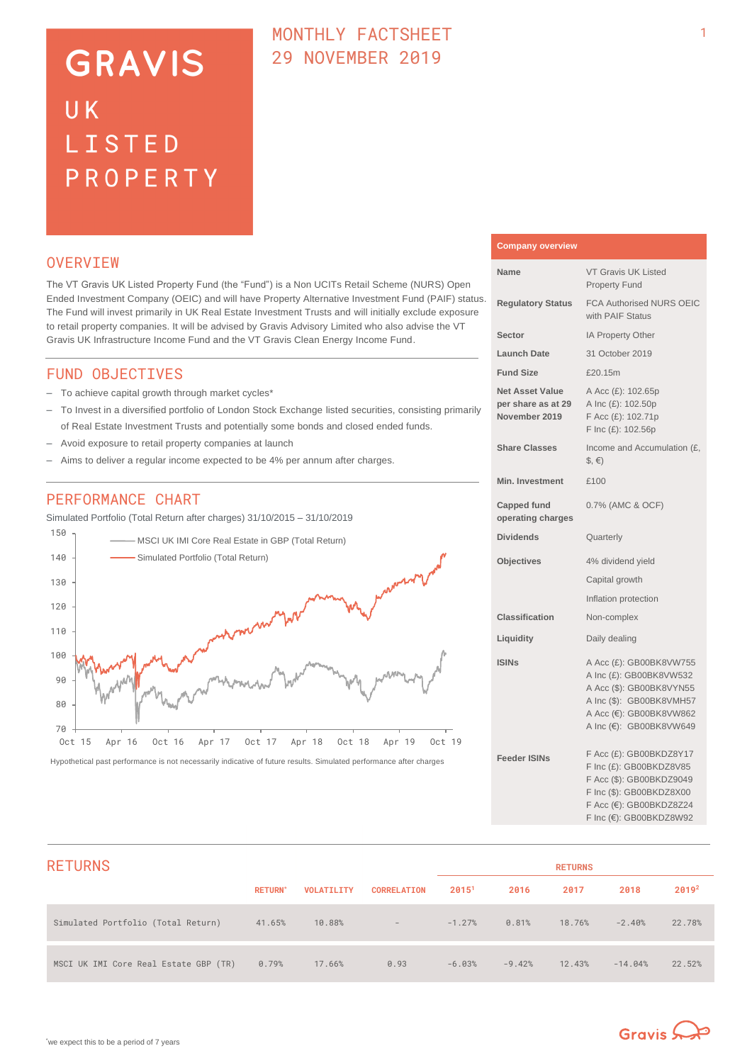# GRAVIS UK LISTED PROPERTY

MONTHLY FACTSHEET
29 NOVEMBER 2019

## OVERVIEW

The VT Gravis UK Listed Property Fund (the "Fund") is a Non UCITs Retail Scheme (NURS) Open Ended Investment Company (OEIC) and will have Property Alternative Investment Fund (PAIF) status. The Fund will invest primarily in UK Real Estate Investment Trusts and will initially exclude exposure to retail property companies. It will be advised by Gravis Advisory Limited who also advise the VT Gravis UK Infrastructure Income Fund and the VT Gravis Clean Energy Income Fund.

## FUND OBJECTIVES

- To achieve capital growth through market cycles*
- To Invest in a diversified portfolio of London Stock Exchange listed securities, consisting primarily of Real Estate Investment Trusts and potentially some bonds and closed ended funds.
- Avoid exposure to retail property companies at launch
- Aims to deliver a regular income expected to be 4% per annum after charges.

## PERFORMANCE CHART

Simulated Portfolio (Total Return after charges) 31/10/2015 – 31/10/2019

MSCI UK IMI Core Real Estate in GBP (Total Return)
Simulated Portfolio (Total Return)

150
140
130
120
110
100
90
80
70

Oct 15 Apr 16 Oct 16 Apr 17 Oct 17 Apr 18 Oct 18 Apr 19 Oct 19

Hypothetical past performance is not necessarily indicative of future results. Simulated performance after charges

| Company overview | |
|---|---|
| **Name** | VT Gravis UK Listed Property Fund |
| **Regulatory Status** | FCA Authorised NURS OEIC with PAIF Status |
| **Sector** | IA Property Other |
| **Launch Date** | 31 October 2019 |
| **Fund Size** | £20.15m |
| **Net Asset Value per share as at 29 November 2019** | A Acc (£): 102.65p<br>A Inc (£): 102.50p<br>F Acc (£): 102.71p<br>F Inc (£): 102.56p |
| **Share Classes** | Income and Accumulation (£, $, €) |
| **Min. Investment** | £100 |
| **Capped fund operating charges** | 0.7% (AMC & OCF) |
| **Dividends** | Quarterly |
| **Objectives** | 4% dividend yield<br>Capital growth<br>Inflation protection |
| **Classification** | Non-complex |
| **Liquidity** | Daily dealing |
| **ISINs** | A Acc (£): GB00BK8VW755<br>A Inc (£): GB00BK8VW532<br>A Acc ($): GB00BK8VYN55<br>A Inc ($): GB00BK8VMH57<br>A Acc (€): GB00BK8VW862<br>A Inc (€): GB00BK8VW649 |
| **Feeder ISINs** | F Acc (£): GB00BKDZ8Y17<br>F Inc (£): GB00BKDZ8V85<br>F Acc ($): GB00BKDZ9049<br>F Inc ($): GB00BKDZ8X00<br>F Acc (€): GB00BKDZ8Z24<br>F Inc (€): GB00BKDZ8W92 |

## RETURNS

| | | | | RETURNS | | | | |
|---|---|---|---|---|---|---|---|---|
| | RETURN* | VOLATILITY | CORRELATION | 2015[1] | 2016 | 2017 | 2018 | 2019[2] |
| Simulated Portfolio (Total Return) | 41.65% | 10.88% | – | -1.27% | 0.81% | 18.76% | -2.40% | 22.78% |
| MSCI UK IMI Core Real Estate GBP (TR) | 0.79% | 17.66% | 0.93 | -6.03% | -9.42% | 12.43% | -14.04% | 22.52% |

*we expect this to be a period of 7 years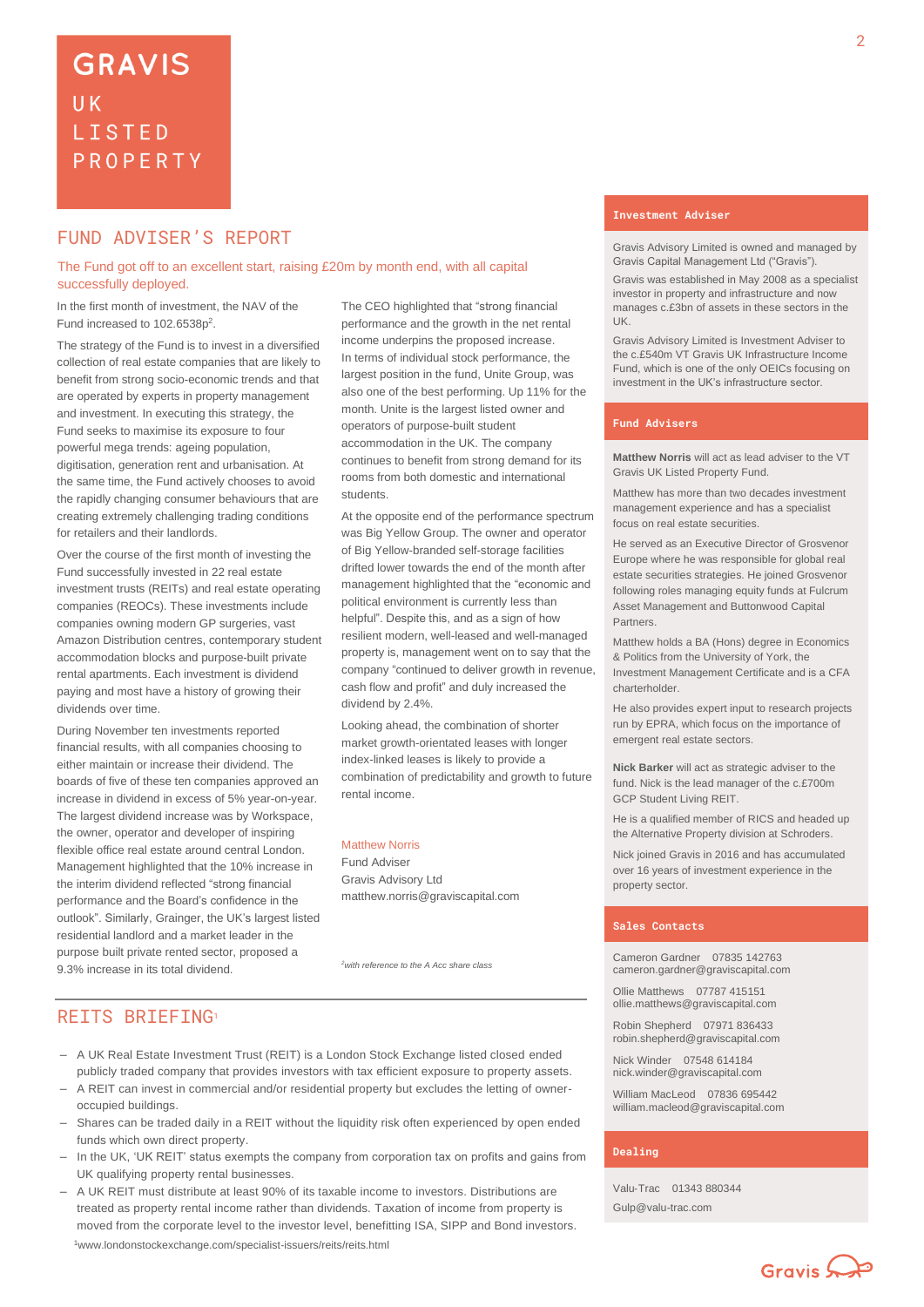# GRAVIS UK LISTED PROPERTY

## FUND ADVISER'S REPORT

The Fund got off to an excellent start, raising £20m by month end, with all capital successfully deployed.

In the first month of investment, the NAV of the Fund increased to 102.6538p[2].

The strategy of the Fund is to invest in a diversified collection of real estate companies that are likely to benefit from strong socio-economic trends and that are operated by experts in property management and investment. In executing this strategy, the Fund seeks to maximise its exposure to four powerful mega trends: ageing population, digitisation, generation rent and urbanisation. At the same time, the Fund actively chooses to avoid the rapidly changing consumer behaviours that are creating extremely challenging trading conditions for retailers and their landlords.

Over the course of the first month of investing the Fund successfully invested in 22 real estate investment trusts (REITs) and real estate operating companies (REOCs). These investments include companies owning modern GP surgeries, vast Amazon Distribution centres, contemporary student accommodation blocks and purpose-built private rental apartments. Each investment is dividend paying and most have a history of growing their dividends over time.

During November ten investments reported financial results, with all companies choosing to either maintain or increase their dividend. The boards of five of these ten companies approved an increase in dividend in excess of 5% year-on-year. The largest dividend increase was by Workspace, the owner, operator and developer of inspiring flexible office real estate around central London. Management highlighted that the 10% increase in the interim dividend reflected "strong financial performance and the Board's confidence in the outlook". Similarly, Grainger, the UK's largest listed residential landlord and a market leader in the purpose built private rented sector, proposed a 9.3% increase in its total dividend.

The CEO highlighted that "strong financial performance and the growth in the net rental income underpins the proposed increase.

In terms of individual stock performance, the largest position in the fund, Unite Group, was also one of the best performing. Up 11% for the month. Unite is the largest listed owner and operators of purpose-built student accommodation in the UK. The company continues to benefit from strong demand for its rooms from both domestic and international students.

At the opposite end of the performance spectrum was Big Yellow Group. The owner and operator of Big Yellow-branded self-storage facilities drifted lower towards the end of the month after management highlighted that the "economic and political environment is currently less than helpful". Despite this, and as a sign of how resilient modern, well-leased and well-managed property is, management went on to say that the company "continued to deliver growth in revenue, cash flow and profit" and duly increased the dividend by 2.4%.

Looking ahead, the combination of shorter market growth-orientated leases with longer index-linked leases is likely to provide a combination of predictability and growth to future rental income.

Matthew Norris
Fund Adviser
Gravis Advisory Ltd
matthew.norris@graviscapital.com

[2]*with reference to the A Acc share class*

## REITS BRIEFING[1]

- A UK Real Estate Investment Trust (REIT) is a London Stock Exchange listed closed ended publicly traded company that provides investors with tax efficient exposure to property assets.
- A REIT can invest in commercial and/or residential property but excludes the letting of owner-occupied buildings.
- Shares can be traded daily in a REIT without the liquidity risk often experienced by open ended funds which own direct property.
- In the UK, 'UK REIT' status exempts the company from corporation tax on profits and gains from UK qualifying property rental businesses.
- A UK REIT must distribute at least 90% of its taxable income to investors. Distributions are treated as property rental income rather than dividends. Taxation of income from property is moved from the corporate level to the investor level, benefitting ISA, SIPP and Bond investors.

[1]www.londonstockexchange.com/specialist-issuers/reits/reits.html

### Investment Adviser

Gravis Advisory Limited is owned and managed by Gravis Capital Management Ltd ("Gravis").

Gravis was established in May 2008 as a specialist investor in property and infrastructure and now manages c.£3bn of assets in these sectors in the UK.

Gravis Advisory Limited is Investment Adviser to the c.£540m VT Gravis UK Infrastructure Income Fund, which is one of the only OEICs focusing on investment in the UK's infrastructure sector.

### Fund Advisers

**Matthew Norris** will act as lead adviser to the VT Gravis UK Listed Property Fund.

Matthew has more than two decades investment management experience and has a specialist focus on real estate securities.

He served as an Executive Director of Grosvenor Europe where he was responsible for global real estate securities strategies. He joined Grosvenor following roles managing equity funds at Fulcrum Asset Management and Buttonwood Capital Partners.

Matthew holds a BA (Hons) degree in Economics & Politics from the University of York, the Investment Management Certificate and is a CFA charterholder.

He also provides expert input to research projects run by EPRA, which focus on the importance of emergent real estate sectors.

**Nick Barker** will act as strategic adviser to the fund. Nick is the lead manager of the c.£700m GCP Student Living REIT.

He is a qualified member of RICS and headed up the Alternative Property division at Schroders.

Nick joined Gravis in 2016 and has accumulated over 16 years of investment experience in the property sector.

### Sales Contacts

Cameron Gardner 07835 142763
cameron.gardner@graviscapital.com

Ollie Matthews 07787 415151
ollie.matthews@graviscapital.com

Robin Shepherd 07971 836433
robin.shepherd@graviscapital.com

Nick Winder 07548 614184
nick.winder@graviscapital.com

William MacLeod 07836 695442
william.macleod@graviscapital.com

### Dealing

Valu-Trac 01343 880344

Gulp@valu-trac.com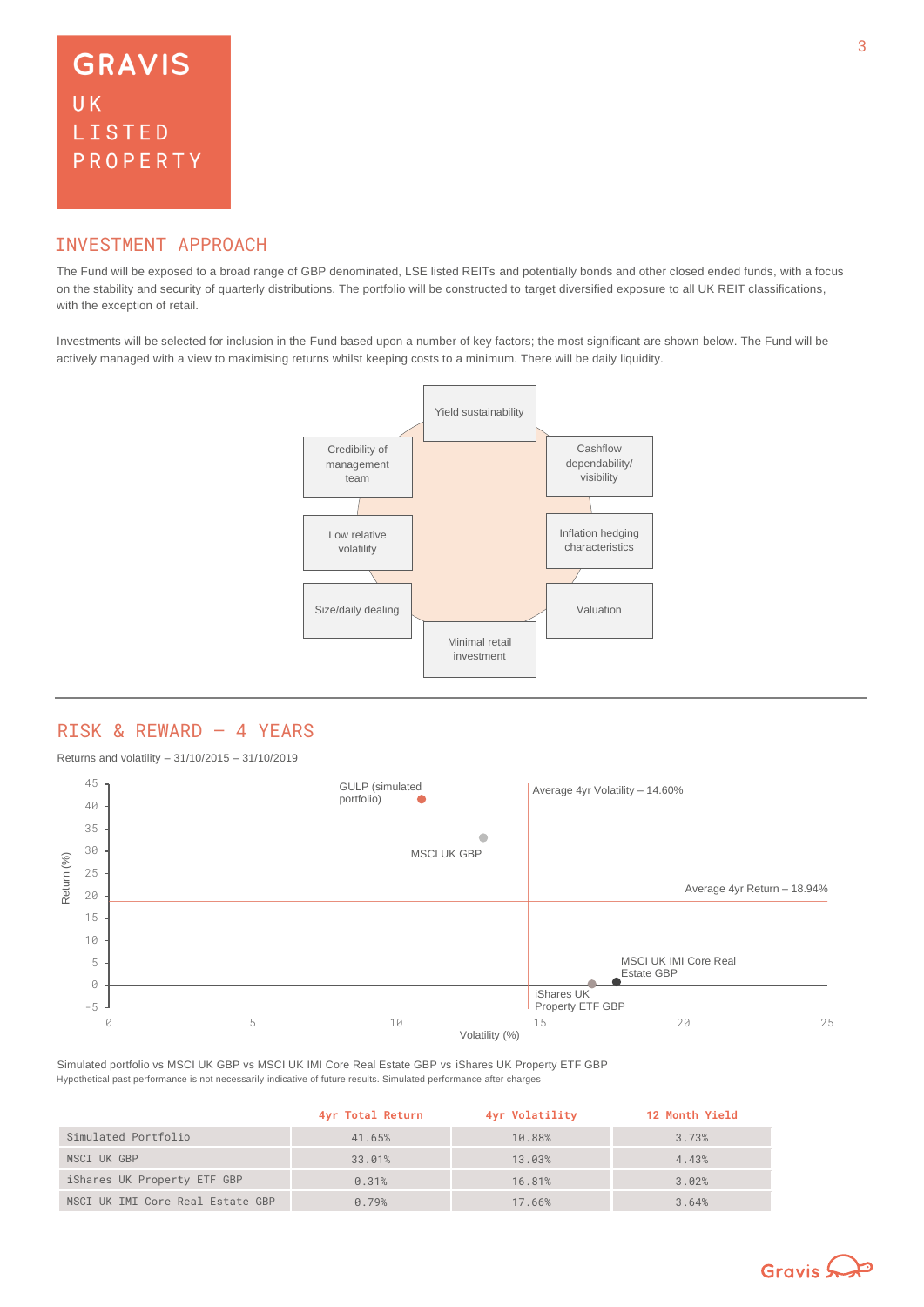# GRAVIS

UK LISTED PROPERTY

## INVESTMENT APPROACH

The Fund will be exposed to a broad range of GBP denominated, LSE listed REITs and potentially bonds and other closed ended funds, with a focus on the stability and security of quarterly distributions. The portfolio will be constructed to target diversified exposure to all UK REIT classifications, with the exception of retail.

Investments will be selected for inclusion in the Fund based upon a number of key factors; the most significant are shown below. The Fund will be actively managed with a view to maximising returns whilst keeping costs to a minimum. There will be daily liquidity.

Yield sustainability

Credibility of management team

Cashflow dependability/ visibility

Low relative volatility

Inflation hedging characteristics

Size/daily dealing

Valuation

Minimal retail investment

## RISK & REWARD – 4 YEARS

Returns and volatility – 31/10/2015 – 31/10/2019

Return (%)

45
40
35
30
25
20
15
10
5
0
-5

0
5
10
15
20
25

Volatility (%)

GULP (simulated portfolio)

MSCI UK GBP

Average 4yr Volatility – 14.60%

Average 4yr Return – 18.94%

MSCI UK IMI Core Real Estate GBP

iShares UK Property ETF GBP

Simulated portfolio vs MSCI UK GBP vs MSCI UK IMI Core Real Estate GBP vs iShares UK Property ETF GBP

Hypothetical past performance is not necessarily indicative of future results. Simulated performance after charges

| | 4yr Total Return | 4yr Volatility | 12 Month Yield |
|---|---|---|---|
| Simulated Portfolio | 41.65% | 10.88% | 3.73% |
| MSCI UK GBP | 33.01% | 13.03% | 4.43% |
| iShares UK Property ETF GBP | 0.31% | 16.81% | 3.02% |
| MSCI UK IMI Core Real Estate GBP | 0.79% | 17.66% | 3.64% |

Gravis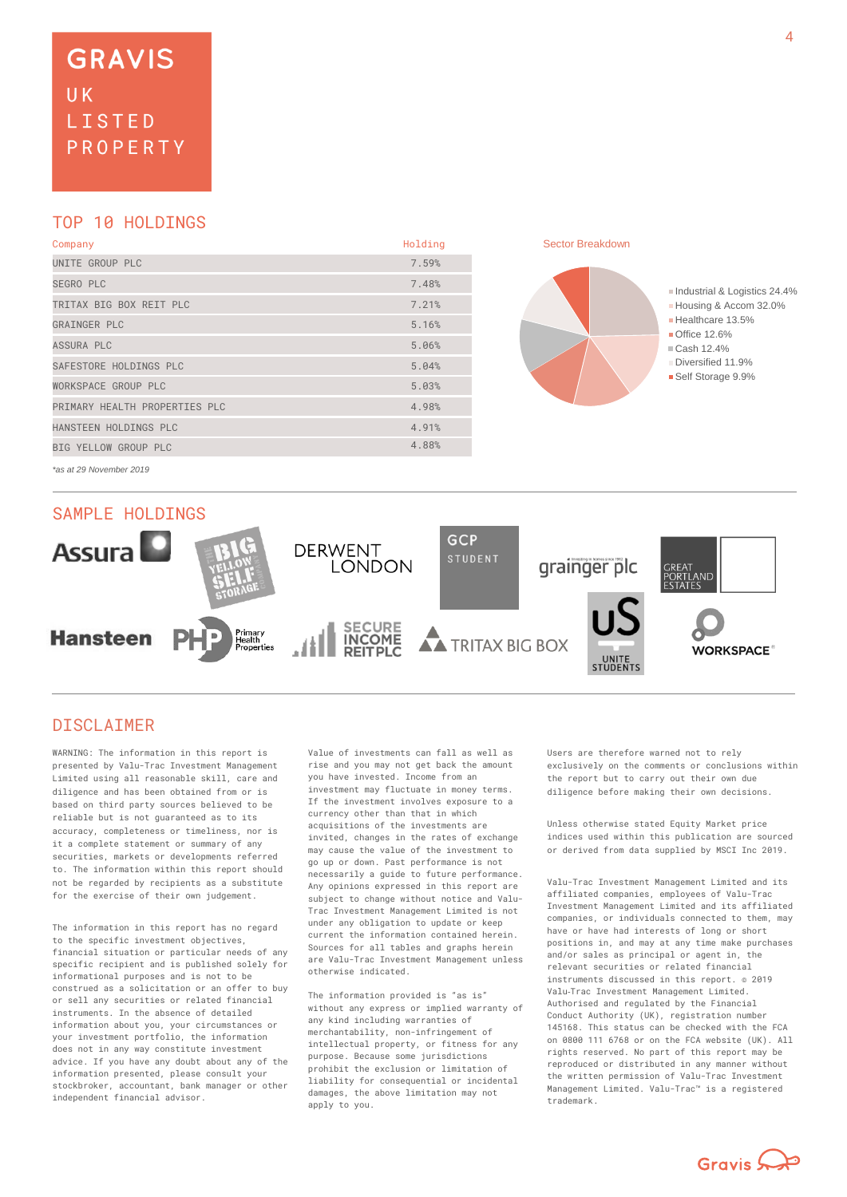# GRAVIS UK LISTED PROPERTY

## TOP 10 HOLDINGS

| Company | Holding |
|---|---|
| UNITE GROUP PLC | 7.59% |
| SEGRO PLC | 7.48% |
| TRITAX BIG BOX REIT PLC | 7.21% |
| GRAINGER PLC | 5.16% |
| ASSURA PLC | 5.06% |
| SAFESTORE HOLDINGS PLC | 5.04% |
| WORKSPACE GROUP PLC | 5.03% |
| PRIMARY HEALTH PROPERTIES PLC | 4.98% |
| HANSTEEN HOLDINGS PLC | 4.91% |
| BIG YELLOW GROUP PLC | 4.88% |

*as at 29 November 2019

Sector Breakdown

Industrial & Logistics 24.4%
Housing & Accom 32.0%
Healthcare 13.5%
Office 12.6%
Cash 12.4%
Diversified 11.9%
Self Storage 9.9%

## SAMPLE HOLDINGS

Assura, Big Yellow Self Storage, Derwent London, GCP Student, Grainger plc, Great Portland Estates, Hansteen, PHP Primary Health Properties, Secure Income REIT PLC, Tritax Big Box, Unite Students, Workspace

## DISCLAIMER

WARNING: The information in this report is presented by Valu-Trac Investment Management Limited using all reasonable skill, care and diligence and has been obtained from or is based on third party sources believed to be reliable but is not guaranteed as to its accuracy, completeness or timeliness, nor is it a complete statement or summary of any securities, markets or developments referred to. The information within this report should not be regarded by recipients as a substitute for the exercise of their own judgement.

The information in this report has no regard to the specific investment objectives, financial situation or particular needs of any specific recipient and is published solely for informational purposes and is not to be construed as a solicitation or an offer to buy or sell any securities or related financial instruments. In the absence of detailed information about you, your circumstances or your investment portfolio, the information does not in any way constitute investment advice. If you have any doubt about any of the information presented, please consult your stockbroker, accountant, bank manager or other independent financial advisor.

Value of investments can fall as well as rise and you may not get back the amount you have invested. Income from an investment may fluctuate in money terms. If the investment involves exposure to a currency other than that in which acquisitions of the investments are invited, changes in the rates of exchange may cause the value of the investment to go up or down. Past performance is not necessarily a guide to future performance. Any opinions expressed in this report are subject to change without notice and Valu-Trac Investment Management Limited is not under any obligation to update or keep current the information contained herein. Sources for all tables and graphs herein are Valu-Trac Investment Management unless otherwise indicated.

The information provided is "as is" without any express or implied warranty of any kind including warranties of merchantability, non-infringement of intellectual property, or fitness for any purpose. Because some jurisdictions prohibit the exclusion or limitation of liability for consequential or incidental damages, the above limitation may not apply to you.

Users are therefore warned not to rely exclusively on the comments or conclusions within the report but to carry out their own due diligence before making their own decisions.

Unless otherwise stated Equity Market price indices used within this publication are sourced or derived from data supplied by MSCI Inc 2019.

Valu-Trac Investment Management Limited and its affiliated companies, employees of Valu-Trac Investment Management Limited and its affiliated companies, or individuals connected to them, may have or have had interests of long or short positions in, and may at any time make purchases and/or sales as principal or agent in, the relevant securities or related financial instruments discussed in this report. © 2019 Valu-Trac Investment Management Limited. Authorised and regulated by the Financial Conduct Authority (UK), registration number 145168. This status can be checked with the FCA on 0800 111 6768 or on the FCA website (UK). All rights reserved. No part of this report may be reproduced or distributed in any manner without the written permission of Valu-Trac Investment Management Limited. Valu-Trac™ is a registered trademark.